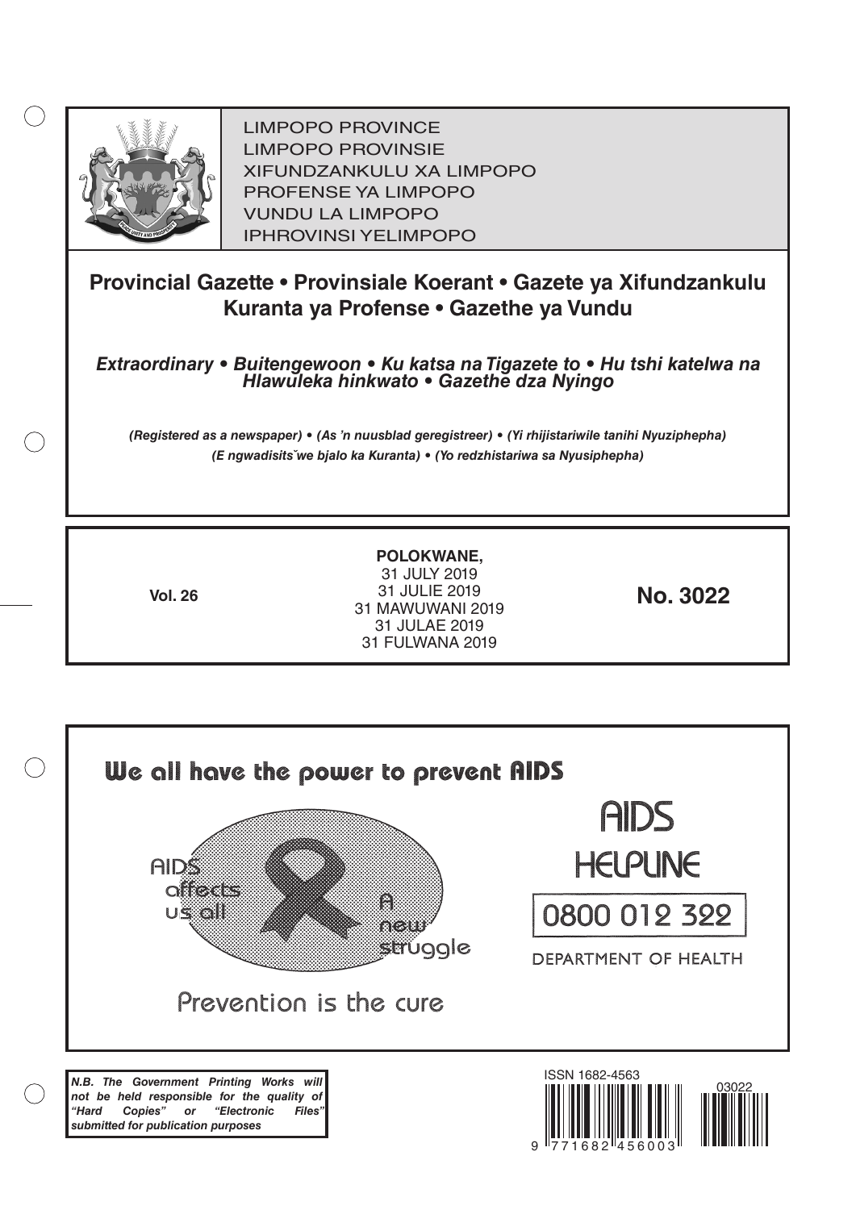LIMPOPO PROVINCE
LIMPOPO PROVINSIE
XIFUNDZANKULU XA LIMPOPO
PROFENSE YA LIMPOPO
VUNDU LA LIMPOPO
IPHROVINSI YELIMPOPO

# Provincial Gazette • Provinsiale Koerant • Gazete ya Xifundzankulu Kuranta ya Profense • Gazethe ya Vundu

***Extraordinary • Buitengewoon • Ku katsa na Tigazete to • Hu tshi katelwa na Hlawuleka hinkwato • Gazethe dza Nyingo***

***(Registered as a newspaper) • (As 'n nuusblad geregistreer) • (Yi rhijistariwile tanihi Nyuziphepha) (E ngwadisitšwe bjalo ka Kuranta) • (Yo redzhistariwa sa Nyusiphepha)***

**Vol. 26**

**POLOKWANE,**
31 JULY 2019
31 JULIE 2019
31 MAWUWANI 2019
31 JULAE 2019
31 FULWANA 2019

**No. 3022**

We all have the power to prevent AIDS

AIDS affects us all

A new struggle

Prevention is the cure

AIDS HELPLINE

0800 012 322

DEPARTMENT OF HEALTH

***N.B. The Government Printing Works will not be held responsible for the quality of "Hard Copies" or "Electronic Files" submitted for publication purposes***

ISSN 1682-4563

03022

9 771682 456003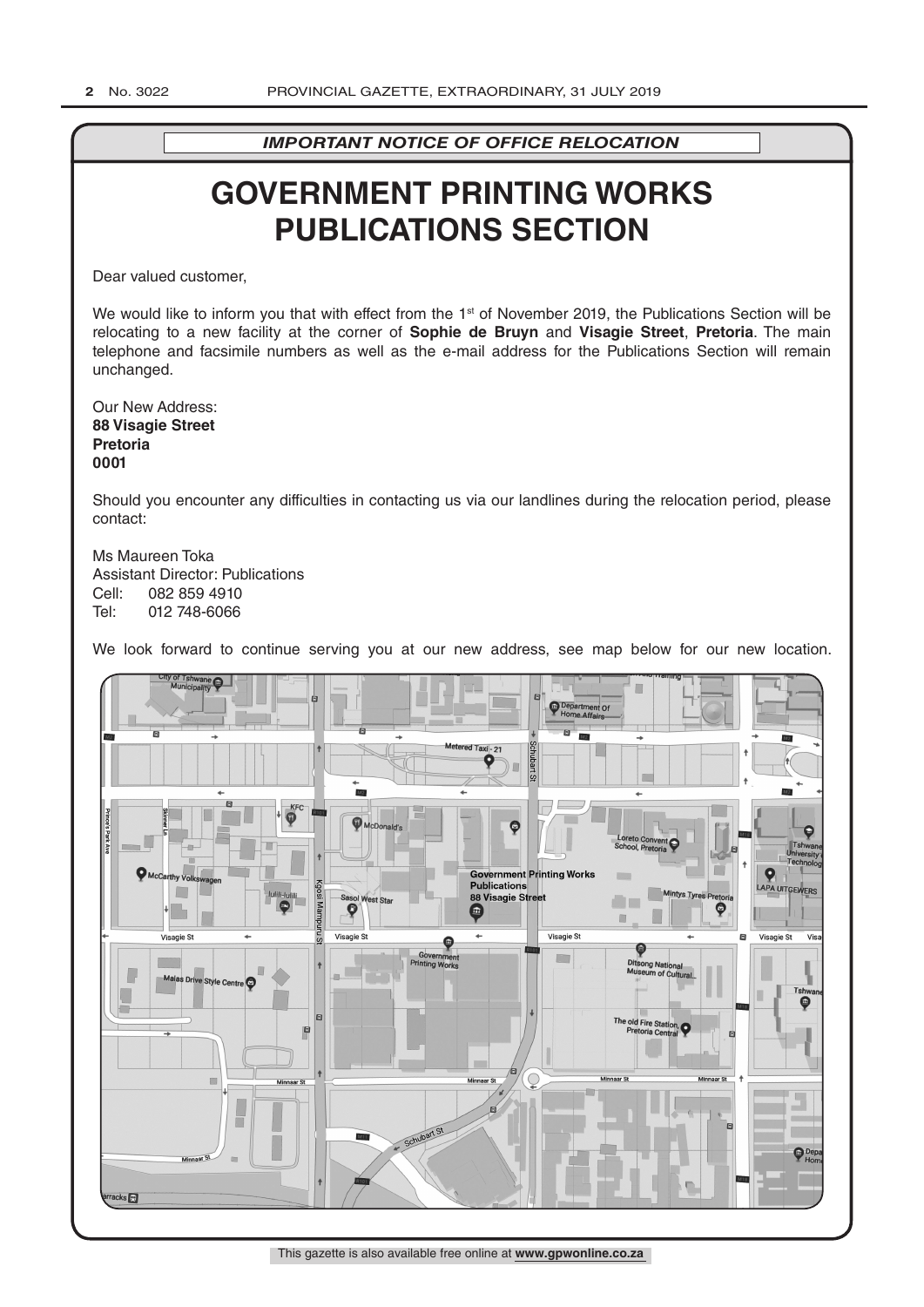*IMPORTANT NOTICE OF OFFICE RELOCATION*

# GOVERNMENT PRINTING WORKS PUBLICATIONS SECTION

Dear valued customer,

We would like to inform you that with effect from the 1st of November 2019, the Publications Section will be relocating to a new facility at the corner of **Sophie de Bruyn** and **Visagie Street**, **Pretoria**. The main telephone and facsimile numbers as well as the e-mail address for the Publications Section will remain unchanged.

Our New Address:
**88 Visagie Street**
**Pretoria**
**0001**

Should you encounter any difficulties in contacting us via our landlines during the relocation period, please contact:

Ms Maureen Toka
Assistant Director: Publications
Cell: 082 859 4910
Tel: 012 748-6066

We look forward to continue serving you at our new address, see map below for our new location.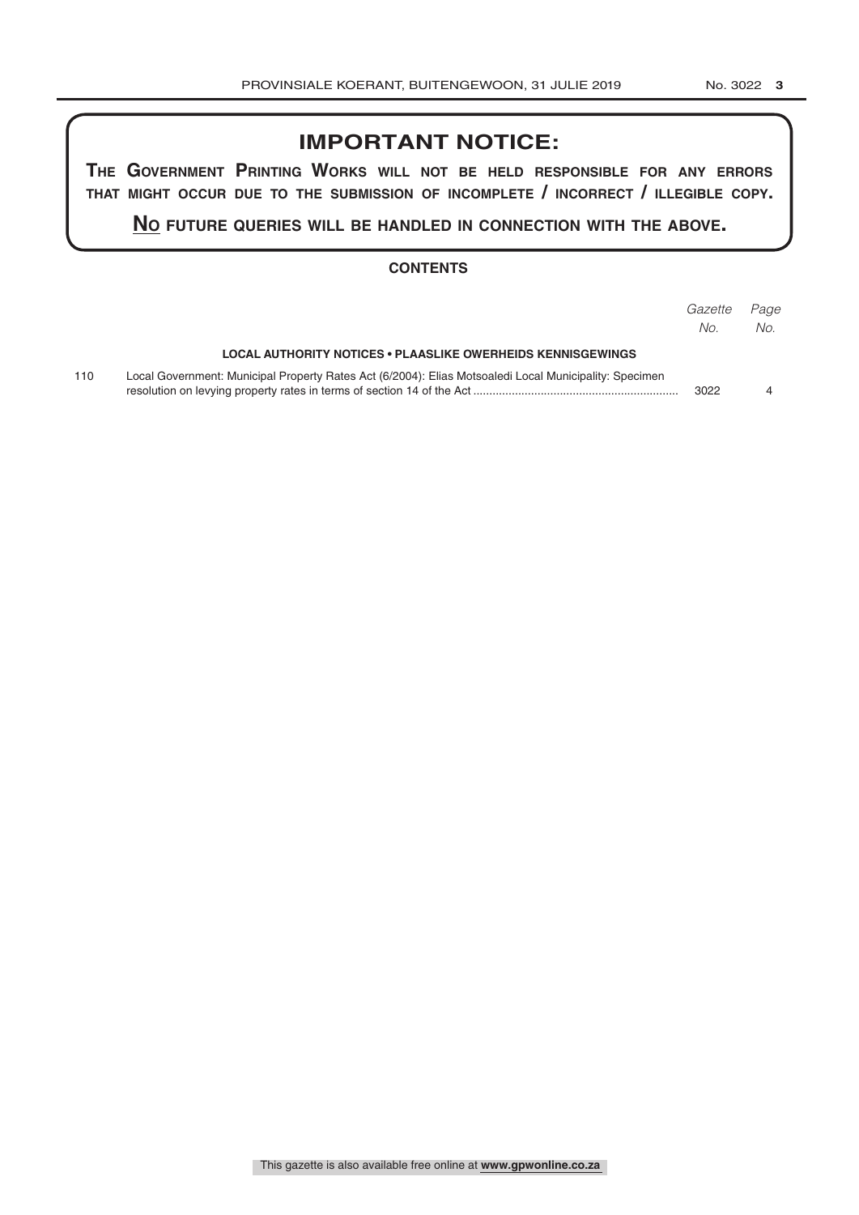# IMPORTANT NOTICE:

**The Government Printing Works will not be held responsible for any errors that might occur due to the submission of incomplete / incorrect / illegible copy.**

**No future queries will be handled in connection with the above.**

## CONTENTS

| | | *Gazette No.* | *Page No.* |
|---|---|---|---|
| | **LOCAL AUTHORITY NOTICES • PLAASLIKE OWERHEIDS KENNISGEWINGS** | | |
| 110 | Local Government: Municipal Property Rates Act (6/2004): Elias Motsoaledi Local Municipality: Specimen resolution on levying property rates in terms of section 14 of the Act | 3022 | 4 |

This gazette is also available free online at **www.gpwonline.co.za**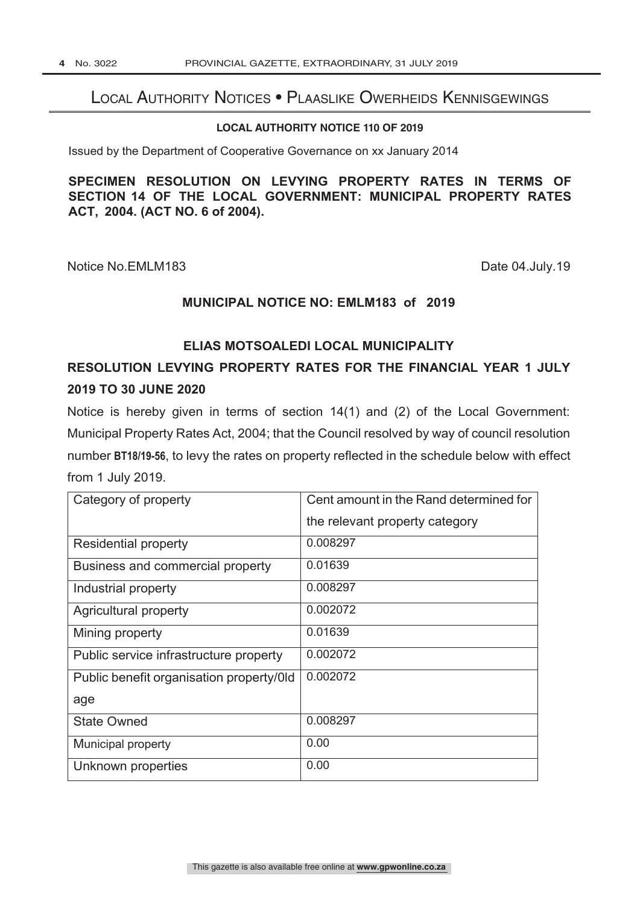# Local Authority Notices • Plaaslike Owerheids Kennisgewings

**LOCAL AUTHORITY NOTICE 110 OF 2019**

Issued by the Department of Cooperative Governance on xx January 2014

**SPECIMEN RESOLUTION ON LEVYING PROPERTY RATES IN TERMS OF SECTION 14 OF THE LOCAL GOVERNMENT: MUNICIPAL PROPERTY RATES ACT, 2004. (ACT NO. 6 of 2004).**

Notice No.EMLM183 Date 04.July.19

**MUNICIPAL NOTICE NO: EMLM183 of 2019**

**ELIAS MOTSOALEDI LOCAL MUNICIPALITY**

**RESOLUTION LEVYING PROPERTY RATES FOR THE FINANCIAL YEAR 1 JULY 2019 TO 30 JUNE 2020**

Notice is hereby given in terms of section 14(1) and (2) of the Local Government: Municipal Property Rates Act, 2004; that the Council resolved by way of council resolution number **BT18/19-56**, to levy the rates on property reflected in the schedule below with effect from 1 July 2019.

| Category of property | Cent amount in the Rand determined for the relevant property category |
|---|---|
| Residential property | 0.008297 |
| Business and commercial property | 0.01639 |
| Industrial property | 0.008297 |
| Agricultural property | 0.002072 |
| Mining property | 0.01639 |
| Public service infrastructure property | 0.002072 |
| Public benefit organisation property/0ld age | 0.002072 |
| State Owned | 0.008297 |
| Municipal property | 0.00 |
| Unknown properties | 0.00 |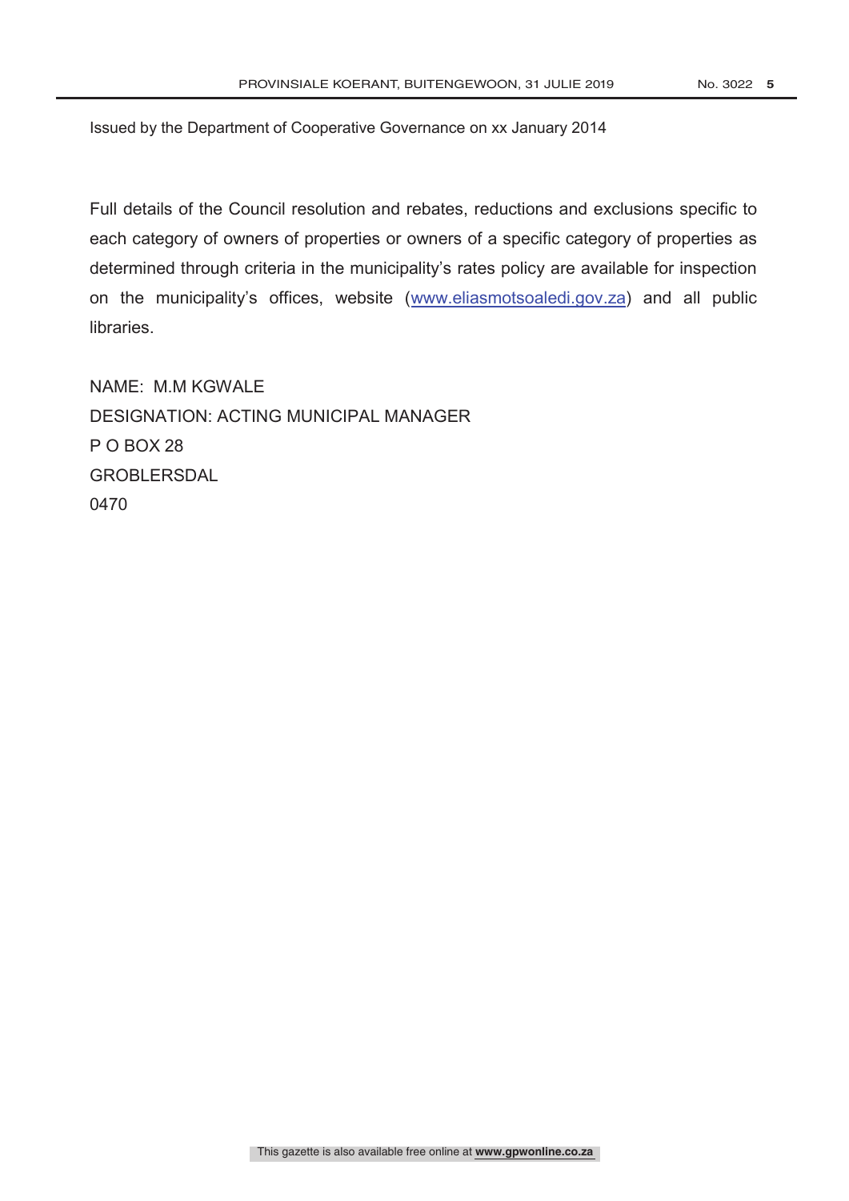Issued by the Department of Cooperative Governance on xx January 2014

Full details of the Council resolution and rebates, reductions and exclusions specific to each category of owners of properties or owners of a specific category of properties as determined through criteria in the municipality's rates policy are available for inspection on the municipality's offices, website (www.eliasmotsoaledi.gov.za) and all public libraries.

NAME: M.M KGWALE
DESIGNATION: ACTING MUNICIPAL MANAGER
P O BOX 28
GROBLERSDAL
0470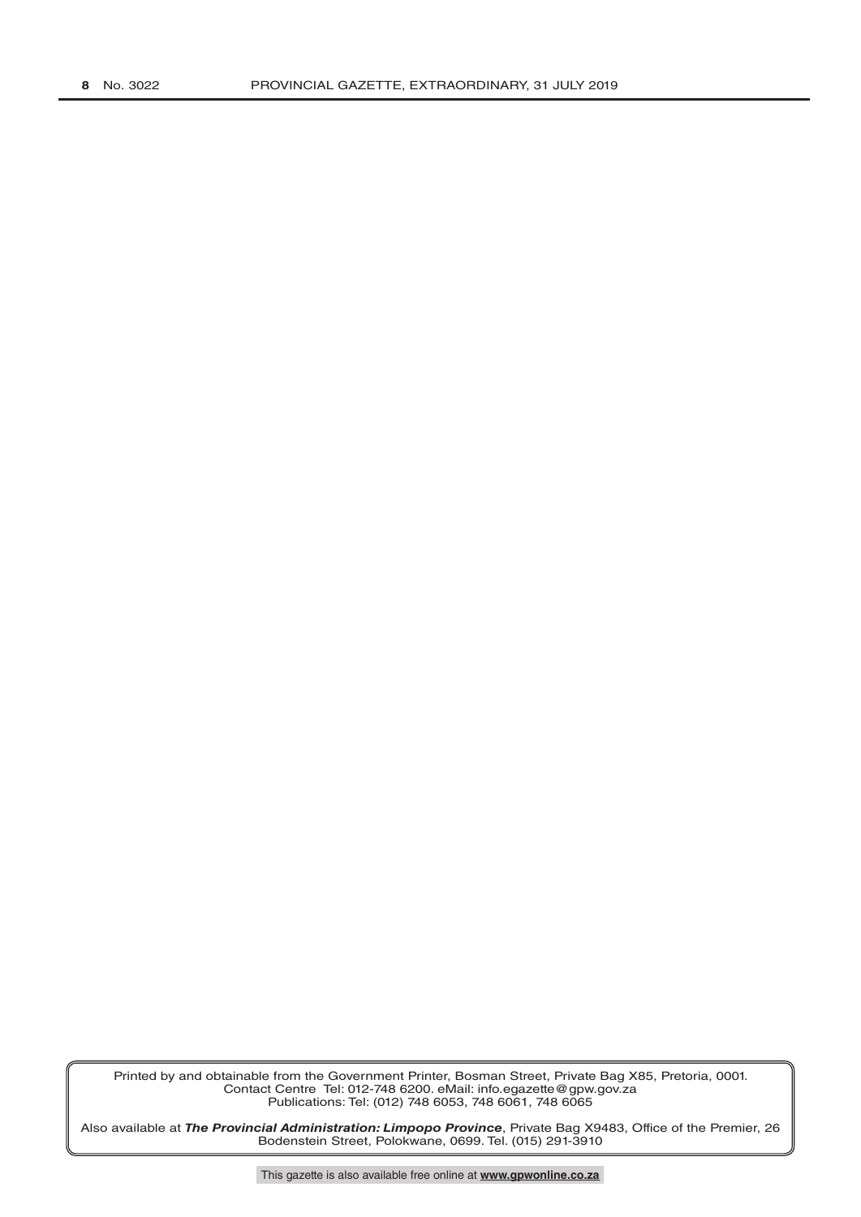Printed by and obtainable from the Government Printer, Bosman Street, Private Bag X85, Pretoria, 0001.
Contact Centre Tel: 012-748 6200. eMail: info.egazette@gpw.gov.za
Publications: Tel: (012) 748 6053, 748 6061, 748 6065

Also available at ***The Provincial Administration: Limpopo Province***, Private Bag X9483, Office of the Premier, 26 Bodenstein Street, Polokwane, 0699. Tel. (015) 291-3910

This gazette is also available free online at **www.gpwonline.co.za**